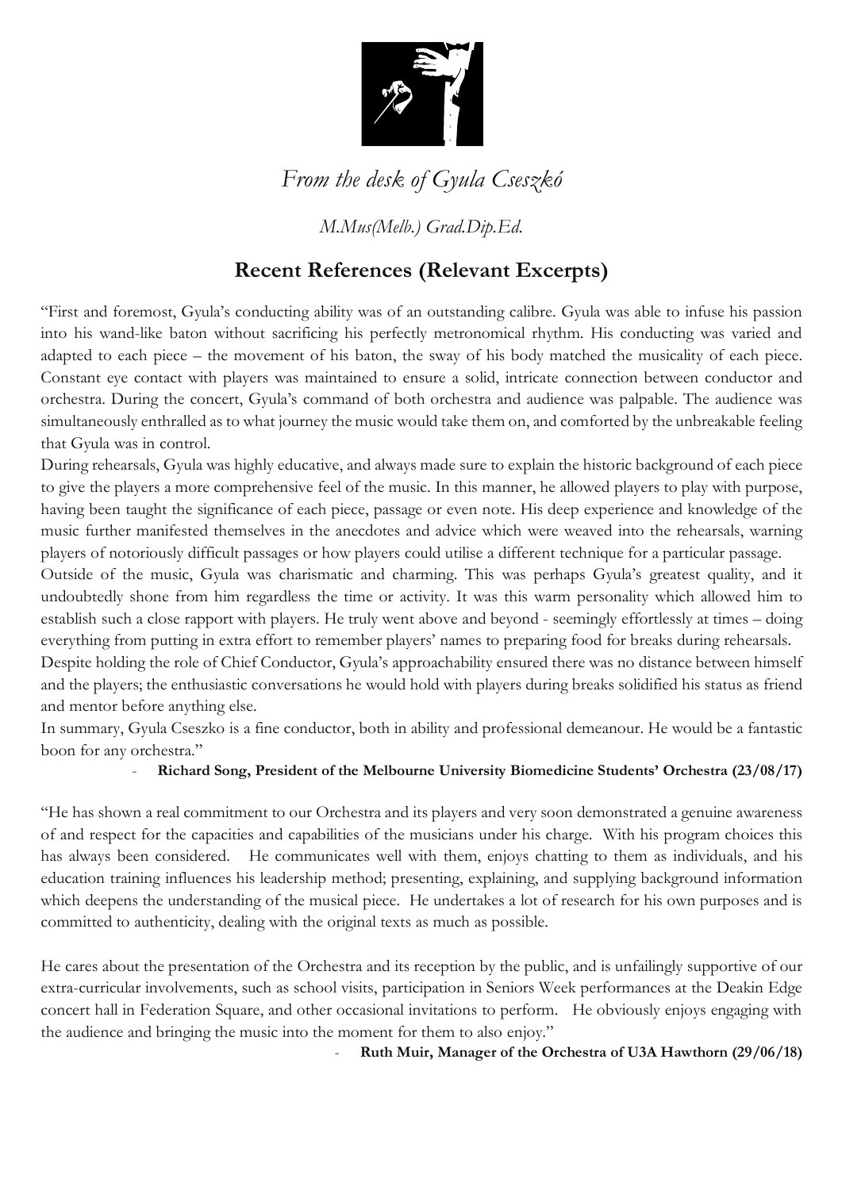*From the desk of Gyula Cseszkó*

*M.Mus(Melb.) Grad.Dip.Ed.*

## Recent References (Relevant Excerpts)

"First and foremost, Gyula's conducting ability was of an outstanding calibre. Gyula was able to infuse his passion into his wand-like baton without sacrificing his perfectly metronomical rhythm. His conducting was varied and adapted to each piece – the movement of his baton, the sway of his body matched the musicality of each piece. Constant eye contact with players was maintained to ensure a solid, intricate connection between conductor and orchestra. During the concert, Gyula's command of both orchestra and audience was palpable. The audience was simultaneously enthralled as to what journey the music would take them on, and comforted by the unbreakable feeling that Gyula was in control.

During rehearsals, Gyula was highly educative, and always made sure to explain the historic background of each piece to give the players a more comprehensive feel of the music. In this manner, he allowed players to play with purpose, having been taught the significance of each piece, passage or even note. His deep experience and knowledge of the music further manifested themselves in the anecdotes and advice which were weaved into the rehearsals, warning players of notoriously difficult passages or how players could utilise a different technique for a particular passage.

Outside of the music, Gyula was charismatic and charming. This was perhaps Gyula's greatest quality, and it undoubtedly shone from him regardless the time or activity. It was this warm personality which allowed him to establish such a close rapport with players. He truly went above and beyond - seemingly effortlessly at times – doing everything from putting in extra effort to remember players' names to preparing food for breaks during rehearsals.

Despite holding the role of Chief Conductor, Gyula's approachability ensured there was no distance between himself and the players; the enthusiastic conversations he would hold with players during breaks solidified his status as friend and mentor before anything else.

In summary, Gyula Cseszko is a fine conductor, both in ability and professional demeanour. He would be a fantastic boon for any orchestra."

- **Richard Song, President of the Melbourne University Biomedicine Students' Orchestra (23/08/17)**

"He has shown a real commitment to our Orchestra and its players and very soon demonstrated a genuine awareness of and respect for the capacities and capabilities of the musicians under his charge. With his program choices this has always been considered. He communicates well with them, enjoys chatting to them as individuals, and his education training influences his leadership method; presenting, explaining, and supplying background information which deepens the understanding of the musical piece. He undertakes a lot of research for his own purposes and is committed to authenticity, dealing with the original texts as much as possible.

He cares about the presentation of the Orchestra and its reception by the public, and is unfailingly supportive of our extra-curricular involvements, such as school visits, participation in Seniors Week performances at the Deakin Edge concert hall in Federation Square, and other occasional invitations to perform. He obviously enjoys engaging with the audience and bringing the music into the moment for them to also enjoy."

- **Ruth Muir, Manager of the Orchestra of U3A Hawthorn (29/06/18)**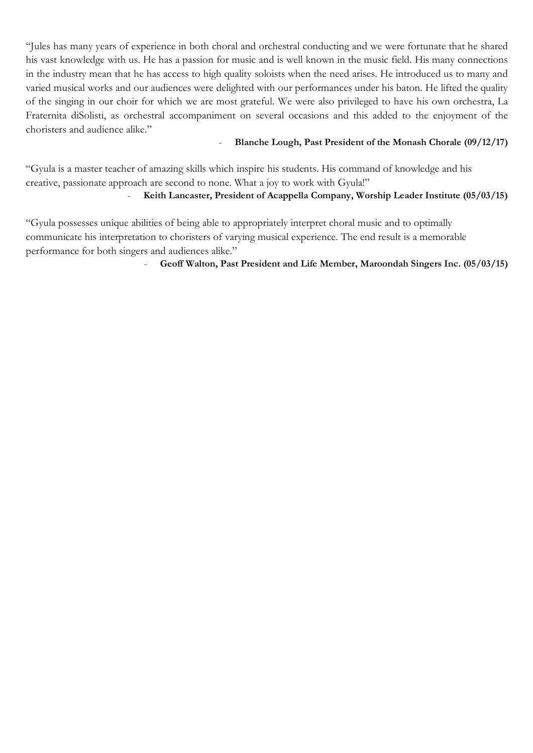"Jules has many years of experience in both choral and orchestral conducting and we were fortunate that he shared his vast knowledge with us. He has a passion for music and is well known in the music field. His many connections in the industry mean that he has access to high quality soloists when the need arises. He introduced us to many and varied musical works and our audiences were delighted with our performances under his baton. He lifted the quality of the singing in our choir for which we are most grateful. We were also privileged to have his own orchestra, La Fraternita diSolisti, as orchestral accompaniment on several occasions and this added to the enjoyment of the choristers and audience alike."

- **Blanche Lough, Past President of the Monash Chorale (09/12/17)**

"Gyula is a master teacher of amazing skills which inspire his students. His command of knowledge and his creative, passionate approach are second to none. What a joy to work with Gyula!"

- **Keith Lancaster, President of Acappella Company, Worship Leader Institute (05/03/15)**

"Gyula possesses unique abilities of being able to appropriately interpret choral music and to optimally communicate his interpretation to choristers of varying musical experience. The end result is a memorable performance for both singers and audiences alike."

- **Geoff Walton, Past President and Life Member, Maroondah Singers Inc. (05/03/15)**